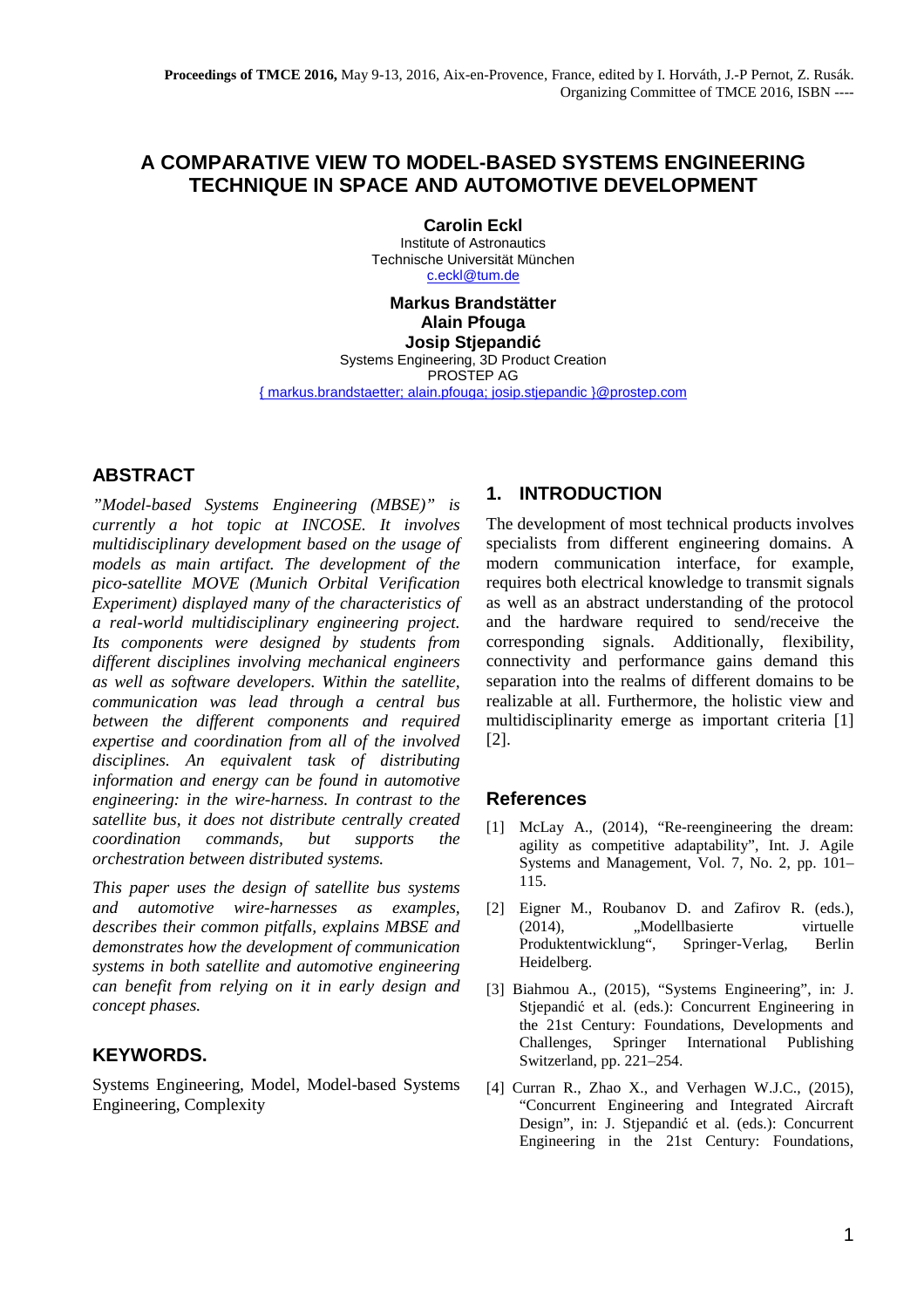Proceedings of TMCE 2016, May 9-13, 2016, Aix-en-Provence, France, edited by I. Horváth, J.-P Pernot, Z. Rusák. Organizing Committee of TMCE 2016, ISBN ----

# A COMPARATIVE VIEW TO MODEL-BASED SYSTEMS ENGINEERING TECHNIQUE IN SPACE AND AUTOMOTIVE DEVELOPMENT

**Carolin Eckl**
Institute of Astronautics
Technische Universität München
c.eckl@tum.de

**Markus Brandstätter**
**Alain Pfouga**
**Josip Stjepandić**
Systems Engineering, 3D Product Creation
PROSTEP AG
{ markus.brandstaetter; alain.pfouga; josip.stjepandic }@prostep.com

## ABSTRACT

*"Model-based Systems Engineering (MBSE)" is currently a hot topic at INCOSE. It involves multidisciplinary development based on the usage of models as main artifact. The development of the pico-satellite MOVE (Munich Orbital Verification Experiment) displayed many of the characteristics of a real-world multidisciplinary engineering project. Its components were designed by students from different disciplines involving mechanical engineers as well as software developers. Within the satellite, communication was lead through a central bus between the different components and required expertise and coordination from all of the involved disciplines. An equivalent task of distributing information and energy can be found in automotive engineering: in the wire-harness. In contrast to the satellite bus, it does not distribute centrally created coordination commands, but supports the orchestration between distributed systems.*

*This paper uses the design of satellite bus systems and automotive wire-harnesses as examples, describes their common pitfalls, explains MBSE and demonstrates how the development of communication systems in both satellite and automotive engineering can benefit from relying on it in early design and concept phases.*

## KEYWORDS.

Systems Engineering, Model, Model-based Systems Engineering, Complexity

## 1. INTRODUCTION

The development of most technical products involves specialists from different engineering domains. A modern communication interface, for example, requires both electrical knowledge to transmit signals as well as an abstract understanding of the protocol and the hardware required to send/receive the corresponding signals. Additionally, flexibility, connectivity and performance gains demand this separation into the realms of different domains to be realizable at all. Furthermore, the holistic view and multidisciplinarity emerge as important criteria [1] [2].

## References

[1] McLay A., (2014), "Re-reengineering the dream: agility as competitive adaptability", Int. J. Agile Systems and Management, Vol. 7, No. 2, pp. 101–115.

[2] Eigner M., Roubanov D. and Zafirov R. (eds.), (2014), „Modellbasierte virtuelle Produktentwicklung", Springer-Verlag, Berlin Heidelberg.

[3] Biahmou A., (2015), "Systems Engineering", in: J. Stjepandić et al. (eds.): Concurrent Engineering in the 21st Century: Foundations, Developments and Challenges, Springer International Publishing Switzerland, pp. 221–254.

[4] Curran R., Zhao X., and Verhagen W.J.C., (2015), "Concurrent Engineering and Integrated Aircraft Design", in: J. Stjepandić et al. (eds.): Concurrent Engineering in the 21st Century: Foundations,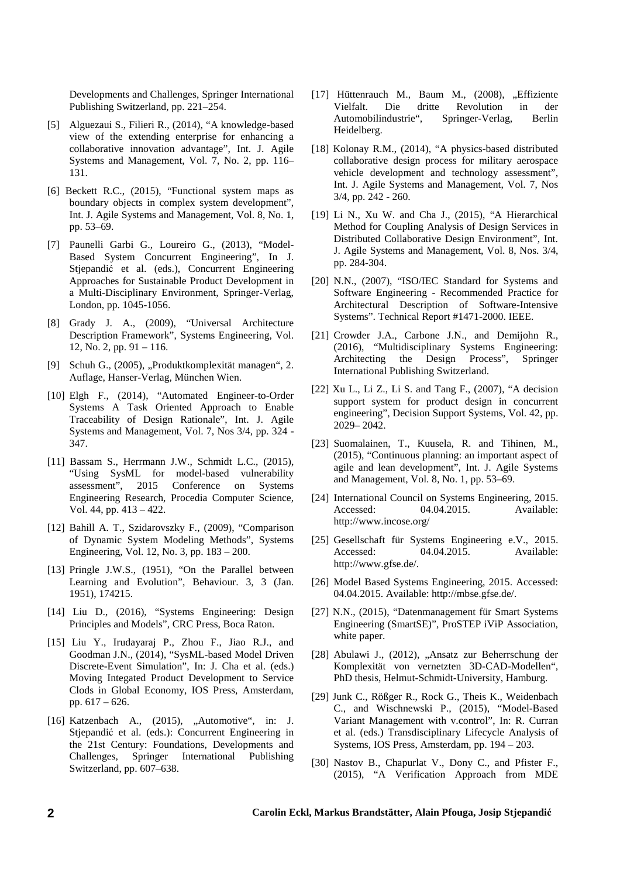Developments and Challenges, Springer International Publishing Switzerland, pp. 221–254.

[5] Alguezaui S., Filieri R., (2014), "A knowledge-based view of the extending enterprise for enhancing a collaborative innovation advantage", Int. J. Agile Systems and Management, Vol. 7, No. 2, pp. 116–131.

[6] Beckett R.C., (2015), "Functional system maps as boundary objects in complex system development", Int. J. Agile Systems and Management, Vol. 8, No. 1, pp. 53–69.

[7] Paunelli Garbi G., Loureiro G., (2013), "Model-Based System Concurrent Engineering", In J. Stjepandić et al. (eds.), Concurrent Engineering Approaches for Sustainable Product Development in a Multi-Disciplinary Environment, Springer-Verlag, London, pp. 1045-1056.

[8] Grady J. A., (2009), "Universal Architecture Description Framework", Systems Engineering, Vol. 12, No. 2, pp. 91 – 116.

[9] Schuh G., (2005), „Produktkomplexität managen", 2. Auflage, Hanser-Verlag, München Wien.

[10] Elgh F., (2014), "Automated Engineer-to-Order Systems A Task Oriented Approach to Enable Traceability of Design Rationale", Int. J. Agile Systems and Management, Vol. 7, Nos 3/4, pp. 324 - 347.

[11] Bassam S., Herrmann J.W., Schmidt L.C., (2015), "Using SysML for model-based vulnerability assessment", 2015 Conference on Systems Engineering Research, Procedia Computer Science, Vol. 44, pp. 413 – 422.

[12] Bahill A. T., Szidarovszky F., (2009), "Comparison of Dynamic System Modeling Methods", Systems Engineering, Vol. 12, No. 3, pp. 183 – 200.

[13] Pringle J.W.S., (1951), "On the Parallel between Learning and Evolution", Behaviour. 3, 3 (Jan. 1951), 174215.

[14] Liu D., (2016), "Systems Engineering: Design Principles and Models", CRC Press, Boca Raton.

[15] Liu Y., Irudayaraj P., Zhou F., Jiao R.J., and Goodman J.N., (2014), "SysML-based Model Driven Discrete-Event Simulation", In: J. Cha et al. (eds.) Moving Integated Product Development to Service Clods in Global Economy, IOS Press, Amsterdam, pp. 617 – 626.

[16] Katzenbach A., (2015), „Automotive", in: J. Stjepandić et al. (eds.): Concurrent Engineering in the 21st Century: Foundations, Developments and Challenges, Springer International Publishing Switzerland, pp. 607–638.

[17] Hüttenrauch M., Baum M., (2008), „Effiziente Vielfalt. Die dritte Revolution in der Automobilindustrie", Springer-Verlag, Berlin Heidelberg.

[18] Kolonay R.M., (2014), "A physics-based distributed collaborative design process for military aerospace vehicle development and technology assessment", Int. J. Agile Systems and Management, Vol. 7, Nos 3/4, pp. 242 - 260.

[19] Li N., Xu W. and Cha J., (2015), "A Hierarchical Method for Coupling Analysis of Design Services in Distributed Collaborative Design Environment", Int. J. Agile Systems and Management, Vol. 8, Nos. 3/4, pp. 284-304.

[20] N.N., (2007), "ISO/IEC Standard for Systems and Software Engineering - Recommended Practice for Architectural Description of Software-Intensive Systems". Technical Report #1471-2000. IEEE.

[21] Crowder J.A., Carbone J.N., and Demijohn R., (2016), "Multidisciplinary Systems Engineering: Architecting the Design Process", Springer International Publishing Switzerland.

[22] Xu L., Li Z., Li S. and Tang F., (2007), "A decision support system for product design in concurrent engineering", Decision Support Systems, Vol. 42, pp. 2029– 2042.

[23] Suomalainen, T., Kuusela, R. and Tihinen, M., (2015), "Continuous planning: an important aspect of agile and lean development", Int. J. Agile Systems and Management, Vol. 8, No. 1, pp. 53–69.

[24] International Council on Systems Engineering, 2015. Accessed: 04.04.2015. Available: http://www.incose.org/

[25] Gesellschaft für Systems Engineering e.V., 2015. Accessed: 04.04.2015. Available: http://www.gfse.de/.

[26] Model Based Systems Engineering, 2015. Accessed: 04.04.2015. Available: http://mbse.gfse.de/.

[27] N.N., (2015), "Datenmanagement für Smart Systems Engineering (SmartSE)", ProSTEP iViP Association, white paper.

[28] Abulawi J., (2012), „Ansatz zur Beherrschung der Komplexität von vernetzten 3D-CAD-Modellen", PhD thesis, Helmut-Schmidt-University, Hamburg.

[29] Junk C., Rößger R., Rock G., Theis K., Weidenbach C., and Wischnewski P., (2015), "Model-Based Variant Management with v.control", In: R. Curran et al. (eds.) Transdisciplinary Lifecycle Analysis of Systems, IOS Press, Amsterdam, pp. 194 – 203.

[30] Nastov B., Chapurlat V., Dony C., and Pfister F., (2015), "A Verification Approach from MDE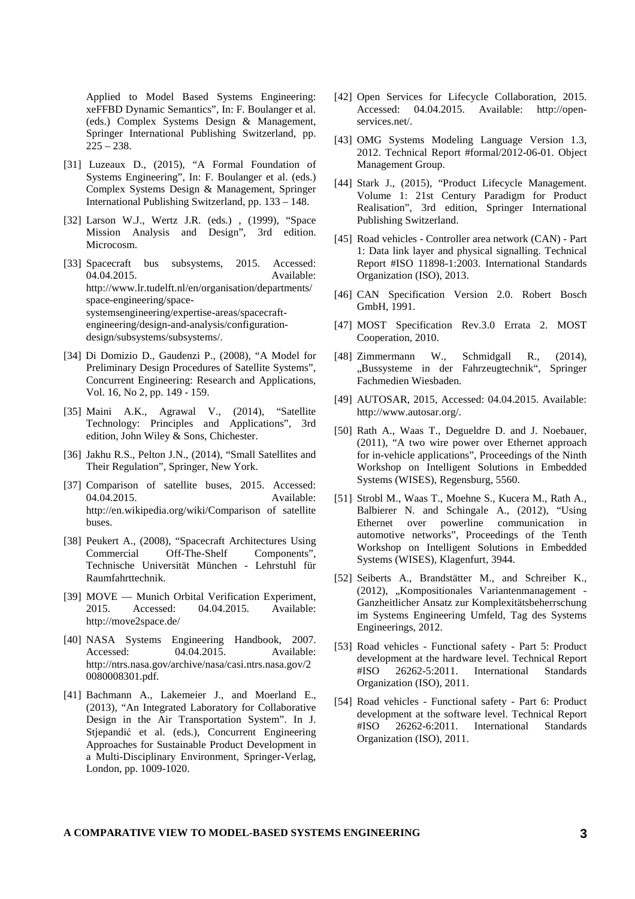Applied to Model Based Systems Engineering: xeFFBD Dynamic Semantics", In: F. Boulanger et al. (eds.) Complex Systems Design & Management, Springer International Publishing Switzerland, pp. 225 – 238.

[31] Luzeaux D., (2015), "A Formal Foundation of Systems Engineering", In: F. Boulanger et al. (eds.) Complex Systems Design & Management, Springer International Publishing Switzerland, pp. 133 – 148.

[32] Larson W.J., Wertz J.R. (eds.) , (1999), "Space Mission Analysis and Design", 3rd edition. Microcosm.

[33] Spacecraft bus subsystems, 2015. Accessed: 04.04.2015. Available: http://www.lr.tudelft.nl/en/organisation/departments/space-engineering/space-systemsengineering/expertise-areas/spacecraft-engineering/design-and-analysis/configuration-design/subsystems/subsystems/.

[34] Di Domizio D., Gaudenzi P., (2008), "A Model for Preliminary Design Procedures of Satellite Systems", Concurrent Engineering: Research and Applications, Vol. 16, No 2, pp. 149 - 159.

[35] Maini A.K., Agrawal V., (2014), "Satellite Technology: Principles and Applications", 3rd edition, John Wiley & Sons, Chichester.

[36] Jakhu R.S., Pelton J.N., (2014), "Small Satellites and Their Regulation", Springer, New York.

[37] Comparison of satellite buses, 2015. Accessed: 04.04.2015. Available: http://en.wikipedia.org/wiki/Comparison of satellite buses.

[38] Peukert A., (2008), "Spacecraft Architectures Using Commercial Off-The-Shelf Components", Technische Universität München - Lehrstuhl für Raumfahrttechnik.

[39] MOVE — Munich Orbital Verification Experiment, 2015. Accessed: 04.04.2015. Available: http://move2space.de/

[40] NASA Systems Engineering Handbook, 2007. Accessed: 04.04.2015. Available: http://ntrs.nasa.gov/archive/nasa/casi.ntrs.nasa.gov/20080008301.pdf.

[41] Bachmann A., Lakemeier J., and Moerland E., (2013), "An Integrated Laboratory for Collaborative Design in the Air Transportation System". In J. Stjepandić et al. (eds.), Concurrent Engineering Approaches for Sustainable Product Development in a Multi-Disciplinary Environment, Springer-Verlag, London, pp. 1009-1020.

[42] Open Services for Lifecycle Collaboration, 2015. Accessed: 04.04.2015. Available: http://open-services.net/.

[43] OMG Systems Modeling Language Version 1.3, 2012. Technical Report #formal/2012-06-01. Object Management Group.

[44] Stark J., (2015), "Product Lifecycle Management. Volume 1: 21st Century Paradigm for Product Realisation", 3rd edition, Springer International Publishing Switzerland.

[45] Road vehicles - Controller area network (CAN) - Part 1: Data link layer and physical signalling. Technical Report #ISO 11898-1:2003. International Standards Organization (ISO), 2013.

[46] CAN Specification Version 2.0. Robert Bosch GmbH, 1991.

[47] MOST Specification Rev.3.0 Errata 2. MOST Cooperation, 2010.

[48] Zimmermann W., Schmidgall R., (2014), „Bussysteme in der Fahrzeugtechnik", Springer Fachmedien Wiesbaden.

[49] AUTOSAR, 2015, Accessed: 04.04.2015. Available: http://www.autosar.org/.

[50] Rath A., Waas T., Degueldre D. and J. Noebauer, (2011), "A two wire power over Ethernet approach for in-vehicle applications", Proceedings of the Ninth Workshop on Intelligent Solutions in Embedded Systems (WISES), Regensburg, 5560.

[51] Strobl M., Waas T., Moehne S., Kucera M., Rath A., Balbierer N. and Schingale A., (2012), "Using Ethernet over powerline communication in automotive networks", Proceedings of the Tenth Workshop on Intelligent Solutions in Embedded Systems (WISES), Klagenfurt, 3944.

[52] Seiberts A., Brandstätter M., and Schreiber K., (2012), „Kompositionales Variantenmanagement - Ganzheitlicher Ansatz zur Komplexitätsbeherrschung im Systems Engineering Umfeld, Tag des Systems Engineerings, 2012.

[53] Road vehicles - Functional safety - Part 5: Product development at the hardware level. Technical Report #ISO 26262-5:2011. International Standards Organization (ISO), 2011.

[54] Road vehicles - Functional safety - Part 6: Product development at the software level. Technical Report #ISO 26262-6:2011. International Standards Organization (ISO), 2011.